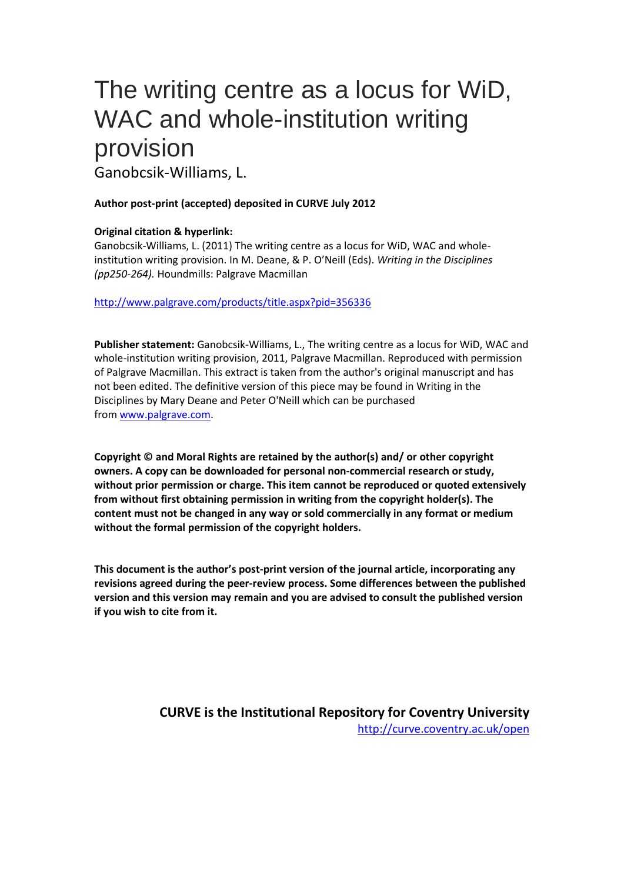# The writing centre as a locus for WiD, WAC and whole-institution writing provision

Ganobcsik-Williams, L.

**Author post-print (accepted) deposited in CURVE July 2012**

**Original citation & hyperlink:**

Ganobcsik-Williams, L. (2011) The writing centre as a locus for WiD, WAC and whole-institution writing provision. In M. Deane, & P. O'Neill (Eds). *Writing in the Disciplines (pp250-264).* Houndmills: Palgrave Macmillan

http://www.palgrave.com/products/title.aspx?pid=356336

**Publisher statement:** Ganobcsik-Williams, L., The writing centre as a locus for WiD, WAC and whole-institution writing provision, 2011, Palgrave Macmillan. Reproduced with permission of Palgrave Macmillan. This extract is taken from the author's original manuscript and has not been edited. The definitive version of this piece may be found in Writing in the Disciplines by Mary Deane and Peter O'Neill which can be purchased from www.palgrave.com.

**Copyright © and Moral Rights are retained by the author(s) and/ or other copyright owners. A copy can be downloaded for personal non-commercial research or study, without prior permission or charge. This item cannot be reproduced or quoted extensively from without first obtaining permission in writing from the copyright holder(s). The content must not be changed in any way or sold commercially in any format or medium without the formal permission of the copyright holders.**

**This document is the author's post-print version of the journal article, incorporating any revisions agreed during the peer-review process. Some differences between the published version and this version may remain and you are advised to consult the published version if you wish to cite from it.**

**CURVE is the Institutional Repository for Coventry University**

http://curve.coventry.ac.uk/open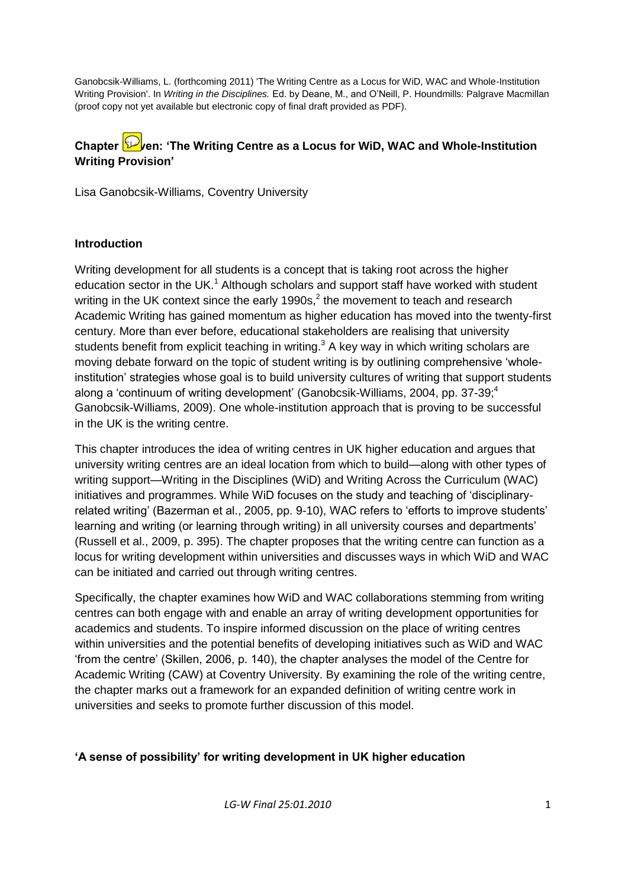Ganobcsik-Williams, L. (forthcoming 2011) 'The Writing Centre as a Locus for WiD, WAC and Whole-Institution Writing Provision'. In *Writing in the Disciplines.* Ed. by Deane, M., and O'Neill, P. Houndmills: Palgrave Macmillan (proof copy not yet available but electronic copy of final draft provided as PDF).

# Chapter ven: 'The Writing Centre as a Locus for WiD, WAC and Whole-Institution Writing Provision'

Lisa Ganobcsik-Williams, Coventry University

## Introduction

Writing development for all students is a concept that is taking root across the higher education sector in the UK.[1] Although scholars and support staff have worked with student writing in the UK context since the early 1990s,[2] the movement to teach and research Academic Writing has gained momentum as higher education has moved into the twenty-first century. More than ever before, educational stakeholders are realising that university students benefit from explicit teaching in writing.[3] A key way in which writing scholars are moving debate forward on the topic of student writing is by outlining comprehensive 'whole-institution' strategies whose goal is to build university cultures of writing that support students along a 'continuum of writing development' (Ganobcsik-Williams, 2004, pp. 37-39;[4] Ganobcsik-Williams, 2009). One whole-institution approach that is proving to be successful in the UK is the writing centre.

This chapter introduces the idea of writing centres in UK higher education and argues that university writing centres are an ideal location from which to build—along with other types of writing support—Writing in the Disciplines (WiD) and Writing Across the Curriculum (WAC) initiatives and programmes. While WiD focuses on the study and teaching of 'disciplinary-related writing' (Bazerman et al., 2005, pp. 9-10), WAC refers to 'efforts to improve students' learning and writing (or learning through writing) in all university courses and departments' (Russell et al., 2009, p. 395). The chapter proposes that the writing centre can function as a locus for writing development within universities and discusses ways in which WiD and WAC can be initiated and carried out through writing centres.

Specifically, the chapter examines how WiD and WAC collaborations stemming from writing centres can both engage with and enable an array of writing development opportunities for academics and students. To inspire informed discussion on the place of writing centres within universities and the potential benefits of developing initiatives such as WiD and WAC 'from the centre' (Skillen, 2006, p. 140), the chapter analyses the model of the Centre for Academic Writing (CAW) at Coventry University. By examining the role of the writing centre, the chapter marks out a framework for an expanded definition of writing centre work in universities and seeks to promote further discussion of this model.

## 'A sense of possibility' for writing development in UK higher education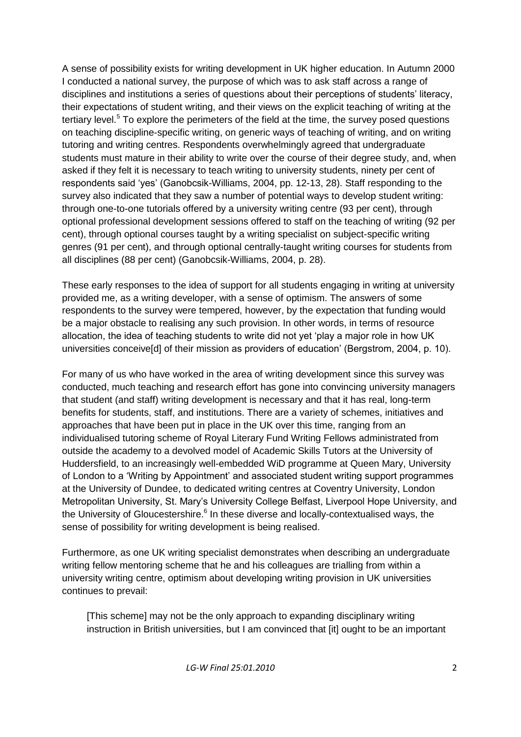A sense of possibility exists for writing development in UK higher education. In Autumn 2000 I conducted a national survey, the purpose of which was to ask staff across a range of disciplines and institutions a series of questions about their perceptions of students' literacy, their expectations of student writing, and their views on the explicit teaching of writing at the tertiary level.[5] To explore the perimeters of the field at the time, the survey posed questions on teaching discipline-specific writing, on generic ways of teaching of writing, and on writing tutoring and writing centres. Respondents overwhelmingly agreed that undergraduate students must mature in their ability to write over the course of their degree study, and, when asked if they felt it is necessary to teach writing to university students, ninety per cent of respondents said 'yes' (Ganobcsik-Williams, 2004, pp. 12-13, 28). Staff responding to the survey also indicated that they saw a number of potential ways to develop student writing: through one-to-one tutorials offered by a university writing centre (93 per cent), through optional professional development sessions offered to staff on the teaching of writing (92 per cent), through optional courses taught by a writing specialist on subject-specific writing genres (91 per cent), and through optional centrally-taught writing courses for students from all disciplines (88 per cent) (Ganobcsik-Williams, 2004, p. 28).

These early responses to the idea of support for all students engaging in writing at university provided me, as a writing developer, with a sense of optimism. The answers of some respondents to the survey were tempered, however, by the expectation that funding would be a major obstacle to realising any such provision. In other words, in terms of resource allocation, the idea of teaching students to write did not yet 'play a major role in how UK universities conceive[d] of their mission as providers of education' (Bergstrom, 2004, p. 10).

For many of us who have worked in the area of writing development since this survey was conducted, much teaching and research effort has gone into convincing university managers that student (and staff) writing development is necessary and that it has real, long-term benefits for students, staff, and institutions. There are a variety of schemes, initiatives and approaches that have been put in place in the UK over this time, ranging from an individualised tutoring scheme of Royal Literary Fund Writing Fellows administrated from outside the academy to a devolved model of Academic Skills Tutors at the University of Huddersfield, to an increasingly well-embedded WiD programme at Queen Mary, University of London to a 'Writing by Appointment' and associated student writing support programmes at the University of Dundee, to dedicated writing centres at Coventry University, London Metropolitan University, St. Mary's University College Belfast, Liverpool Hope University, and the University of Gloucestershire.[6] In these diverse and locally-contextualised ways, the sense of possibility for writing development is being realised.

Furthermore, as one UK writing specialist demonstrates when describing an undergraduate writing fellow mentoring scheme that he and his colleagues are trialling from within a university writing centre, optimism about developing writing provision in UK universities continues to prevail:

> [This scheme] may not be the only approach to expanding disciplinary writing instruction in British universities, but I am convinced that [it] ought to be an important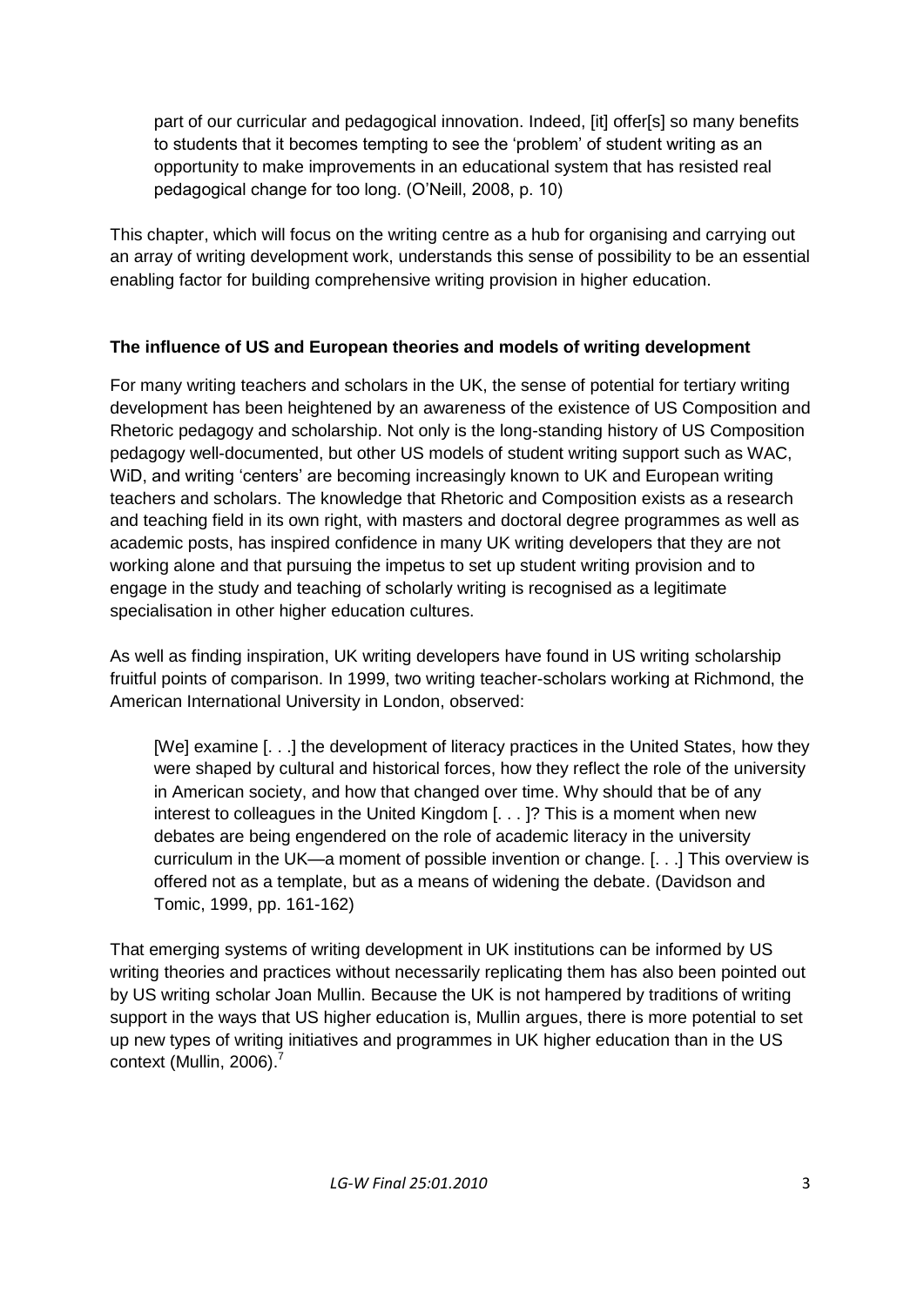> part of our curricular and pedagogical innovation. Indeed, [it] offer[s] so many benefits to students that it becomes tempting to see the 'problem' of student writing as an opportunity to make improvements in an educational system that has resisted real pedagogical change for too long. (O'Neill, 2008, p. 10)

This chapter, which will focus on the writing centre as a hub for organising and carrying out an array of writing development work, understands this sense of possibility to be an essential enabling factor for building comprehensive writing provision in higher education.

**The influence of US and European theories and models of writing development**

For many writing teachers and scholars in the UK, the sense of potential for tertiary writing development has been heightened by an awareness of the existence of US Composition and Rhetoric pedagogy and scholarship. Not only is the long-standing history of US Composition pedagogy well-documented, but other US models of student writing support such as WAC, WiD, and writing 'centers' are becoming increasingly known to UK and European writing teachers and scholars. The knowledge that Rhetoric and Composition exists as a research and teaching field in its own right, with masters and doctoral degree programmes as well as academic posts, has inspired confidence in many UK writing developers that they are not working alone and that pursuing the impetus to set up student writing provision and to engage in the study and teaching of scholarly writing is recognised as a legitimate specialisation in other higher education cultures.

As well as finding inspiration, UK writing developers have found in US writing scholarship fruitful points of comparison. In 1999, two writing teacher-scholars working at Richmond, the American International University in London, observed:

> [We] examine [. . .] the development of literacy practices in the United States, how they were shaped by cultural and historical forces, how they reflect the role of the university in American society, and how that changed over time. Why should that be of any interest to colleagues in the United Kingdom [. . . ]? This is a moment when new debates are being engendered on the role of academic literacy in the university curriculum in the UK—a moment of possible invention or change. [. . .] This overview is offered not as a template, but as a means of widening the debate. (Davidson and Tomic, 1999, pp. 161-162)

That emerging systems of writing development in UK institutions can be informed by US writing theories and practices without necessarily replicating them has also been pointed out by US writing scholar Joan Mullin. Because the UK is not hampered by traditions of writing support in the ways that US higher education is, Mullin argues, there is more potential to set up new types of writing initiatives and programmes in UK higher education than in the US context (Mullin, 2006).[7]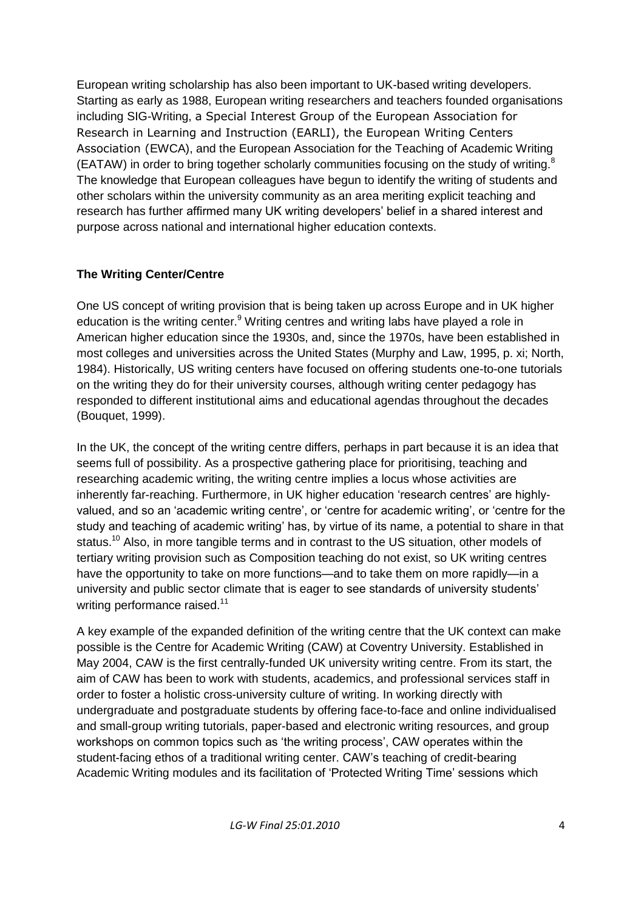European writing scholarship has also been important to UK-based writing developers. Starting as early as 1988, European writing researchers and teachers founded organisations including SIG-Writing, a Special Interest Group of the European Association for Research in Learning and Instruction (EARLI), the European Writing Centers Association (EWCA), and the European Association for the Teaching of Academic Writing (EATAW) in order to bring together scholarly communities focusing on the study of writing.[8] The knowledge that European colleagues have begun to identify the writing of students and other scholars within the university community as an area meriting explicit teaching and research has further affirmed many UK writing developers' belief in a shared interest and purpose across national and international higher education contexts.

**The Writing Center/Centre**

One US concept of writing provision that is being taken up across Europe and in UK higher education is the writing center.[9] Writing centres and writing labs have played a role in American higher education since the 1930s, and, since the 1970s, have been established in most colleges and universities across the United States (Murphy and Law, 1995, p. xi; North, 1984). Historically, US writing centers have focused on offering students one-to-one tutorials on the writing they do for their university courses, although writing center pedagogy has responded to different institutional aims and educational agendas throughout the decades (Bouquet, 1999).

In the UK, the concept of the writing centre differs, perhaps in part because it is an idea that seems full of possibility. As a prospective gathering place for prioritising, teaching and researching academic writing, the writing centre implies a locus whose activities are inherently far-reaching. Furthermore, in UK higher education 'research centres' are highly-valued, and so an 'academic writing centre', or 'centre for academic writing', or 'centre for the study and teaching of academic writing' has, by virtue of its name, a potential to share in that status.[10] Also, in more tangible terms and in contrast to the US situation, other models of tertiary writing provision such as Composition teaching do not exist, so UK writing centres have the opportunity to take on more functions—and to take them on more rapidly—in a university and public sector climate that is eager to see standards of university students' writing performance raised.[11]

A key example of the expanded definition of the writing centre that the UK context can make possible is the Centre for Academic Writing (CAW) at Coventry University. Established in May 2004, CAW is the first centrally-funded UK university writing centre. From its start, the aim of CAW has been to work with students, academics, and professional services staff in order to foster a holistic cross-university culture of writing. In working directly with undergraduate and postgraduate students by offering face-to-face and online individualised and small-group writing tutorials, paper-based and electronic writing resources, and group workshops on common topics such as 'the writing process', CAW operates within the student-facing ethos of a traditional writing center. CAW's teaching of credit-bearing Academic Writing modules and its facilitation of 'Protected Writing Time' sessions which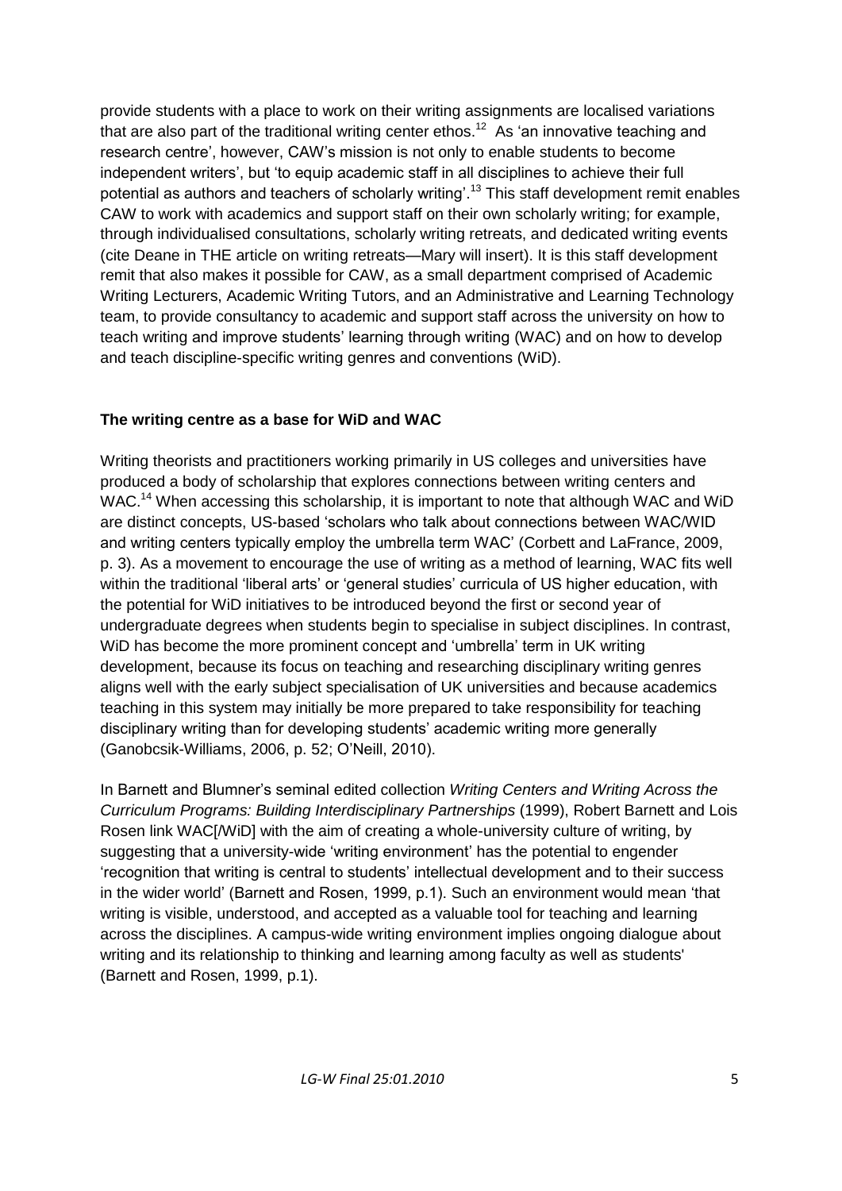provide students with a place to work on their writing assignments are localised variations that are also part of the traditional writing center ethos.[12] As 'an innovative teaching and research centre', however, CAW's mission is not only to enable students to become independent writers', but 'to equip academic staff in all disciplines to achieve their full potential as authors and teachers of scholarly writing'.[13] This staff development remit enables CAW to work with academics and support staff on their own scholarly writing; for example, through individualised consultations, scholarly writing retreats, and dedicated writing events (cite Deane in THE article on writing retreats—Mary will insert). It is this staff development remit that also makes it possible for CAW, as a small department comprised of Academic Writing Lecturers, Academic Writing Tutors, and an Administrative and Learning Technology team, to provide consultancy to academic and support staff across the university on how to teach writing and improve students' learning through writing (WAC) and on how to develop and teach discipline-specific writing genres and conventions (WiD).

**The writing centre as a base for WiD and WAC**

Writing theorists and practitioners working primarily in US colleges and universities have produced a body of scholarship that explores connections between writing centers and WAC.[14] When accessing this scholarship, it is important to note that although WAC and WiD are distinct concepts, US-based 'scholars who talk about connections between WAC/WID and writing centers typically employ the umbrella term WAC' (Corbett and LaFrance, 2009, p. 3). As a movement to encourage the use of writing as a method of learning, WAC fits well within the traditional 'liberal arts' or 'general studies' curricula of US higher education, with the potential for WiD initiatives to be introduced beyond the first or second year of undergraduate degrees when students begin to specialise in subject disciplines. In contrast, WiD has become the more prominent concept and 'umbrella' term in UK writing development, because its focus on teaching and researching disciplinary writing genres aligns well with the early subject specialisation of UK universities and because academics teaching in this system may initially be more prepared to take responsibility for teaching disciplinary writing than for developing students' academic writing more generally (Ganobcsik-Williams, 2006, p. 52; O'Neill, 2010).

In Barnett and Blumner's seminal edited collection *Writing Centers and Writing Across the Curriculum Programs: Building Interdisciplinary Partnerships* (1999), Robert Barnett and Lois Rosen link WAC[/WiD] with the aim of creating a whole-university culture of writing, by suggesting that a university-wide 'writing environment' has the potential to engender 'recognition that writing is central to students' intellectual development and to their success in the wider world' (Barnett and Rosen, 1999, p.1). Such an environment would mean 'that writing is visible, understood, and accepted as a valuable tool for teaching and learning across the disciplines. A campus-wide writing environment implies ongoing dialogue about writing and its relationship to thinking and learning among faculty as well as students' (Barnett and Rosen, 1999, p.1).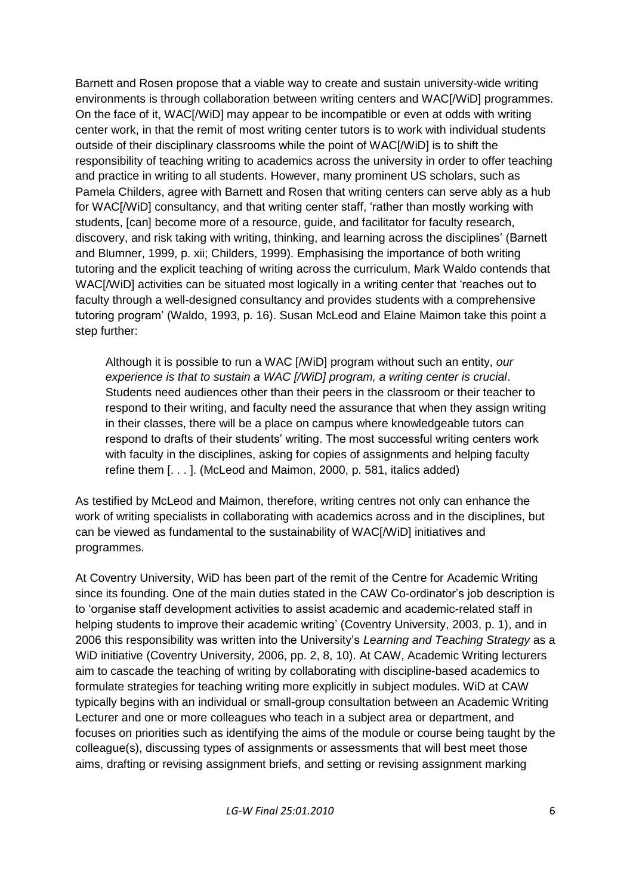Barnett and Rosen propose that a viable way to create and sustain university-wide writing environments is through collaboration between writing centers and WAC[/WiD] programmes. On the face of it, WAC[/WiD] may appear to be incompatible or even at odds with writing center work, in that the remit of most writing center tutors is to work with individual students outside of their disciplinary classrooms while the point of WAC[/WiD] is to shift the responsibility of teaching writing to academics across the university in order to offer teaching and practice in writing to all students. However, many prominent US scholars, such as Pamela Childers, agree with Barnett and Rosen that writing centers can serve ably as a hub for WAC[/WiD] consultancy, and that writing center staff, 'rather than mostly working with students, [can] become more of a resource, guide, and facilitator for faculty research, discovery, and risk taking with writing, thinking, and learning across the disciplines' (Barnett and Blumner, 1999, p. xii; Childers, 1999). Emphasising the importance of both writing tutoring and the explicit teaching of writing across the curriculum, Mark Waldo contends that WAC[/WiD] activities can be situated most logically in a writing center that 'reaches out to faculty through a well-designed consultancy and provides students with a comprehensive tutoring program' (Waldo, 1993, p. 16). Susan McLeod and Elaine Maimon take this point a step further:

> Although it is possible to run a WAC [/WiD] program without such an entity, *our experience is that to sustain a WAC [/WiD] program, a writing center is crucial*. Students need audiences other than their peers in the classroom or their teacher to respond to their writing, and faculty need the assurance that when they assign writing in their classes, there will be a place on campus where knowledgeable tutors can respond to drafts of their students' writing. The most successful writing centers work with faculty in the disciplines, asking for copies of assignments and helping faculty refine them [. . . ]. (McLeod and Maimon, 2000, p. 581, italics added)

As testified by McLeod and Maimon, therefore, writing centres not only can enhance the work of writing specialists in collaborating with academics across and in the disciplines, but can be viewed as fundamental to the sustainability of WAC[/WiD] initiatives and programmes.

At Coventry University, WiD has been part of the remit of the Centre for Academic Writing since its founding. One of the main duties stated in the CAW Co-ordinator's job description is to 'organise staff development activities to assist academic and academic-related staff in helping students to improve their academic writing' (Coventry University, 2003, p. 1), and in 2006 this responsibility was written into the University's *Learning and Teaching Strategy* as a WiD initiative (Coventry University, 2006, pp. 2, 8, 10). At CAW, Academic Writing lecturers aim to cascade the teaching of writing by collaborating with discipline-based academics to formulate strategies for teaching writing more explicitly in subject modules. WiD at CAW typically begins with an individual or small-group consultation between an Academic Writing Lecturer and one or more colleagues who teach in a subject area or department, and focuses on priorities such as identifying the aims of the module or course being taught by the colleague(s), discussing types of assignments or assessments that will best meet those aims, drafting or revising assignment briefs, and setting or revising assignment marking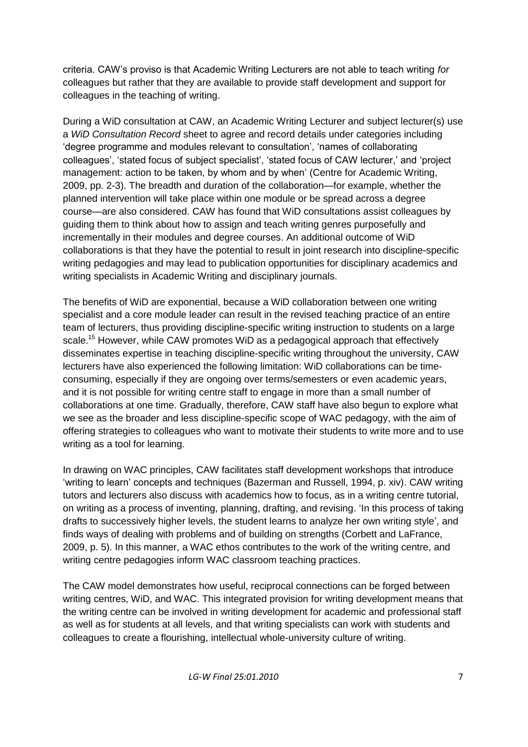criteria. CAW's proviso is that Academic Writing Lecturers are not able to teach writing *for* colleagues but rather that they are available to provide staff development and support for colleagues in the teaching of writing.

During a WiD consultation at CAW, an Academic Writing Lecturer and subject lecturer(s) use a *WiD Consultation Record* sheet to agree and record details under categories including 'degree programme and modules relevant to consultation', 'names of collaborating colleagues', 'stated focus of subject specialist', 'stated focus of CAW lecturer,' and 'project management: action to be taken, by whom and by when' (Centre for Academic Writing, 2009, pp. 2-3). The breadth and duration of the collaboration—for example, whether the planned intervention will take place within one module or be spread across a degree course—are also considered. CAW has found that WiD consultations assist colleagues by guiding them to think about how to assign and teach writing genres purposefully and incrementally in their modules and degree courses. An additional outcome of WiD collaborations is that they have the potential to result in joint research into discipline-specific writing pedagogies and may lead to publication opportunities for disciplinary academics and writing specialists in Academic Writing and disciplinary journals.

The benefits of WiD are exponential, because a WiD collaboration between one writing specialist and a core module leader can result in the revised teaching practice of an entire team of lecturers, thus providing discipline-specific writing instruction to students on a large scale.[15] However, while CAW promotes WiD as a pedagogical approach that effectively disseminates expertise in teaching discipline-specific writing throughout the university, CAW lecturers have also experienced the following limitation: WiD collaborations can be time-consuming, especially if they are ongoing over terms/semesters or even academic years, and it is not possible for writing centre staff to engage in more than a small number of collaborations at one time. Gradually, therefore, CAW staff have also begun to explore what we see as the broader and less discipline-specific scope of WAC pedagogy, with the aim of offering strategies to colleagues who want to motivate their students to write more and to use writing as a tool for learning.

In drawing on WAC principles, CAW facilitates staff development workshops that introduce 'writing to learn' concepts and techniques (Bazerman and Russell, 1994, p. xiv). CAW writing tutors and lecturers also discuss with academics how to focus, as in a writing centre tutorial, on writing as a process of inventing, planning, drafting, and revising. 'In this process of taking drafts to successively higher levels, the student learns to analyze her own writing style', and finds ways of dealing with problems and of building on strengths (Corbett and LaFrance, 2009, p. 5). In this manner, a WAC ethos contributes to the work of the writing centre, and writing centre pedagogies inform WAC classroom teaching practices.

The CAW model demonstrates how useful, reciprocal connections can be forged between writing centres, WiD, and WAC. This integrated provision for writing development means that the writing centre can be involved in writing development for academic and professional staff as well as for students at all levels, and that writing specialists can work with students and colleagues to create a flourishing, intellectual whole-university culture of writing.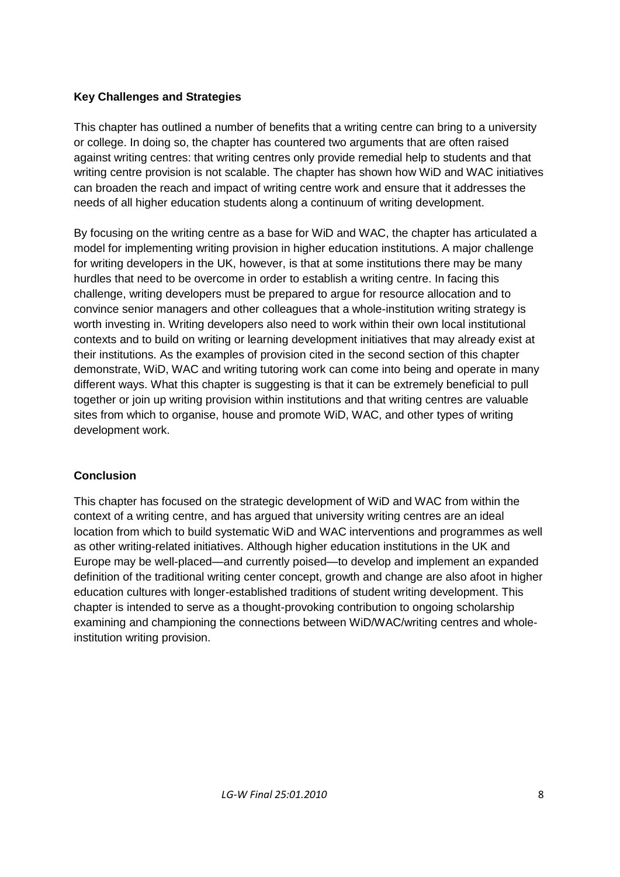### Key Challenges and Strategies

This chapter has outlined a number of benefits that a writing centre can bring to a university or college. In doing so, the chapter has countered two arguments that are often raised against writing centres: that writing centres only provide remedial help to students and that writing centre provision is not scalable. The chapter has shown how WiD and WAC initiatives can broaden the reach and impact of writing centre work and ensure that it addresses the needs of all higher education students along a continuum of writing development.

By focusing on the writing centre as a base for WiD and WAC, the chapter has articulated a model for implementing writing provision in higher education institutions. A major challenge for writing developers in the UK, however, is that at some institutions there may be many hurdles that need to be overcome in order to establish a writing centre. In facing this challenge, writing developers must be prepared to argue for resource allocation and to convince senior managers and other colleagues that a whole-institution writing strategy is worth investing in. Writing developers also need to work within their own local institutional contexts and to build on writing or learning development initiatives that may already exist at their institutions. As the examples of provision cited in the second section of this chapter demonstrate, WiD, WAC and writing tutoring work can come into being and operate in many different ways. What this chapter is suggesting is that it can be extremely beneficial to pull together or join up writing provision within institutions and that writing centres are valuable sites from which to organise, house and promote WiD, WAC, and other types of writing development work.

### Conclusion

This chapter has focused on the strategic development of WiD and WAC from within the context of a writing centre, and has argued that university writing centres are an ideal location from which to build systematic WiD and WAC interventions and programmes as well as other writing-related initiatives. Although higher education institutions in the UK and Europe may be well-placed—and currently poised—to develop and implement an expanded definition of the traditional writing center concept, growth and change are also afoot in higher education cultures with longer-established traditions of student writing development. This chapter is intended to serve as a thought-provoking contribution to ongoing scholarship examining and championing the connections between WiD/WAC/writing centres and whole-institution writing provision.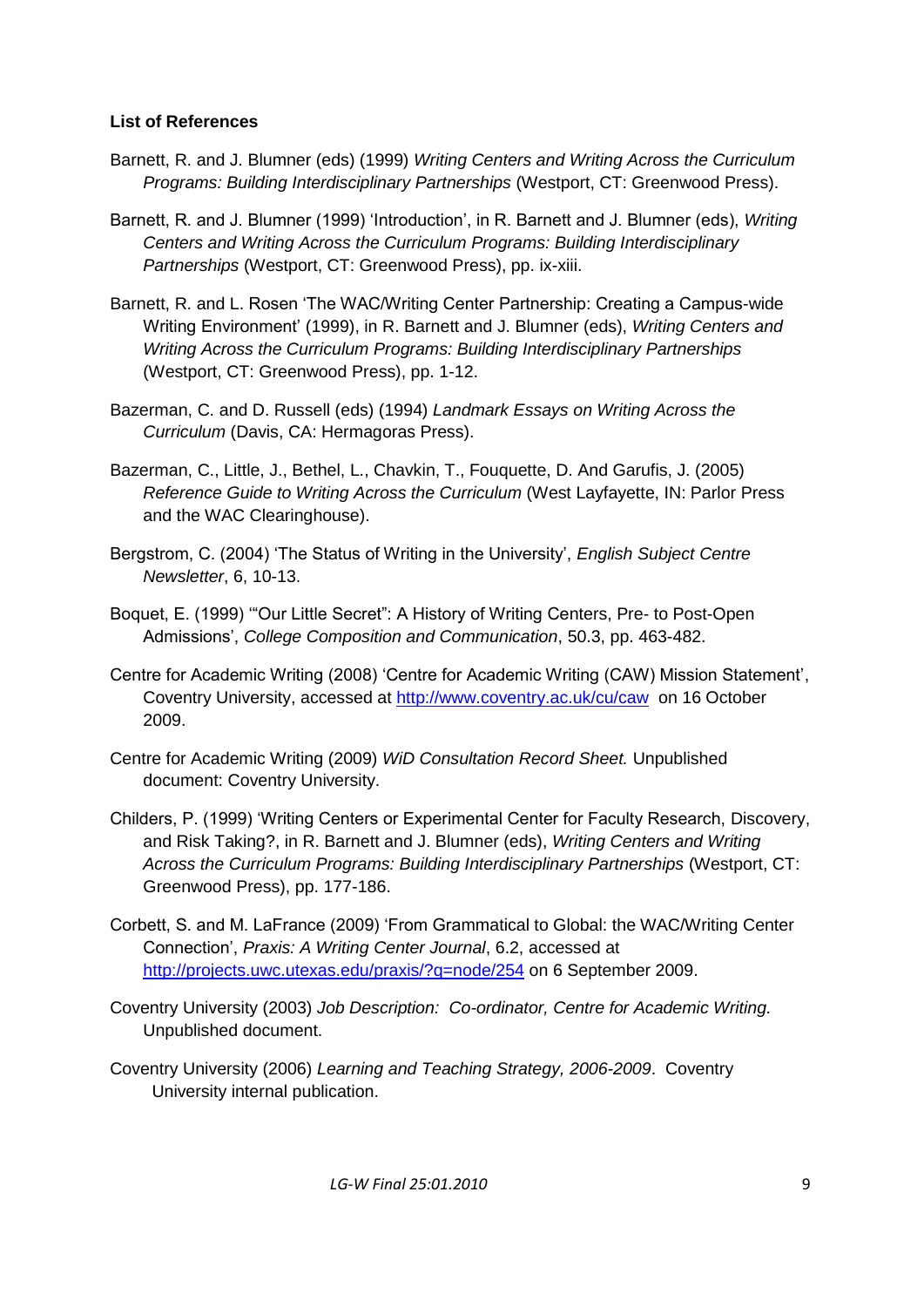**List of References**

Barnett, R. and J. Blumner (eds) (1999) *Writing Centers and Writing Across the Curriculum Programs: Building Interdisciplinary Partnerships* (Westport, CT: Greenwood Press).

Barnett, R. and J. Blumner (1999) 'Introduction', in R. Barnett and J. Blumner (eds), *Writing Centers and Writing Across the Curriculum Programs: Building Interdisciplinary Partnerships* (Westport, CT: Greenwood Press), pp. ix-xiii.

Barnett, R. and L. Rosen 'The WAC/Writing Center Partnership: Creating a Campus-wide Writing Environment' (1999), in R. Barnett and J. Blumner (eds), *Writing Centers and Writing Across the Curriculum Programs: Building Interdisciplinary Partnerships* (Westport, CT: Greenwood Press), pp. 1-12.

Bazerman, C. and D. Russell (eds) (1994) *Landmark Essays on Writing Across the Curriculum* (Davis, CA: Hermagoras Press).

Bazerman, C., Little, J., Bethel, L., Chavkin, T., Fouquette, D. And Garufis, J. (2005) *Reference Guide to Writing Across the Curriculum* (West Layfayette, IN: Parlor Press and the WAC Clearinghouse).

Bergstrom, C. (2004) 'The Status of Writing in the University', *English Subject Centre Newsletter*, 6, 10-13.

Boquet, E. (1999) '"Our Little Secret": A History of Writing Centers, Pre- to Post-Open Admissions', *College Composition and Communication*, 50.3, pp. 463-482.

Centre for Academic Writing (2008) 'Centre for Academic Writing (CAW) Mission Statement', Coventry University, accessed at http://www.coventry.ac.uk/cu/caw on 16 October 2009.

Centre for Academic Writing (2009) *WiD Consultation Record Sheet.* Unpublished document: Coventry University.

Childers, P. (1999) 'Writing Centers or Experimental Center for Faculty Research, Discovery, and Risk Taking?, in R. Barnett and J. Blumner (eds), *Writing Centers and Writing Across the Curriculum Programs: Building Interdisciplinary Partnerships* (Westport, CT: Greenwood Press), pp. 177-186.

Corbett, S. and M. LaFrance (2009) 'From Grammatical to Global: the WAC/Writing Center Connection', *Praxis: A Writing Center Journal*, 6.2, accessed at http://projects.uwc.utexas.edu/praxis/?q=node/254 on 6 September 2009.

Coventry University (2003) *Job Description: Co-ordinator, Centre for Academic Writing.* Unpublished document.

Coventry University (2006) *Learning and Teaching Strategy, 2006-2009*. Coventry University internal publication.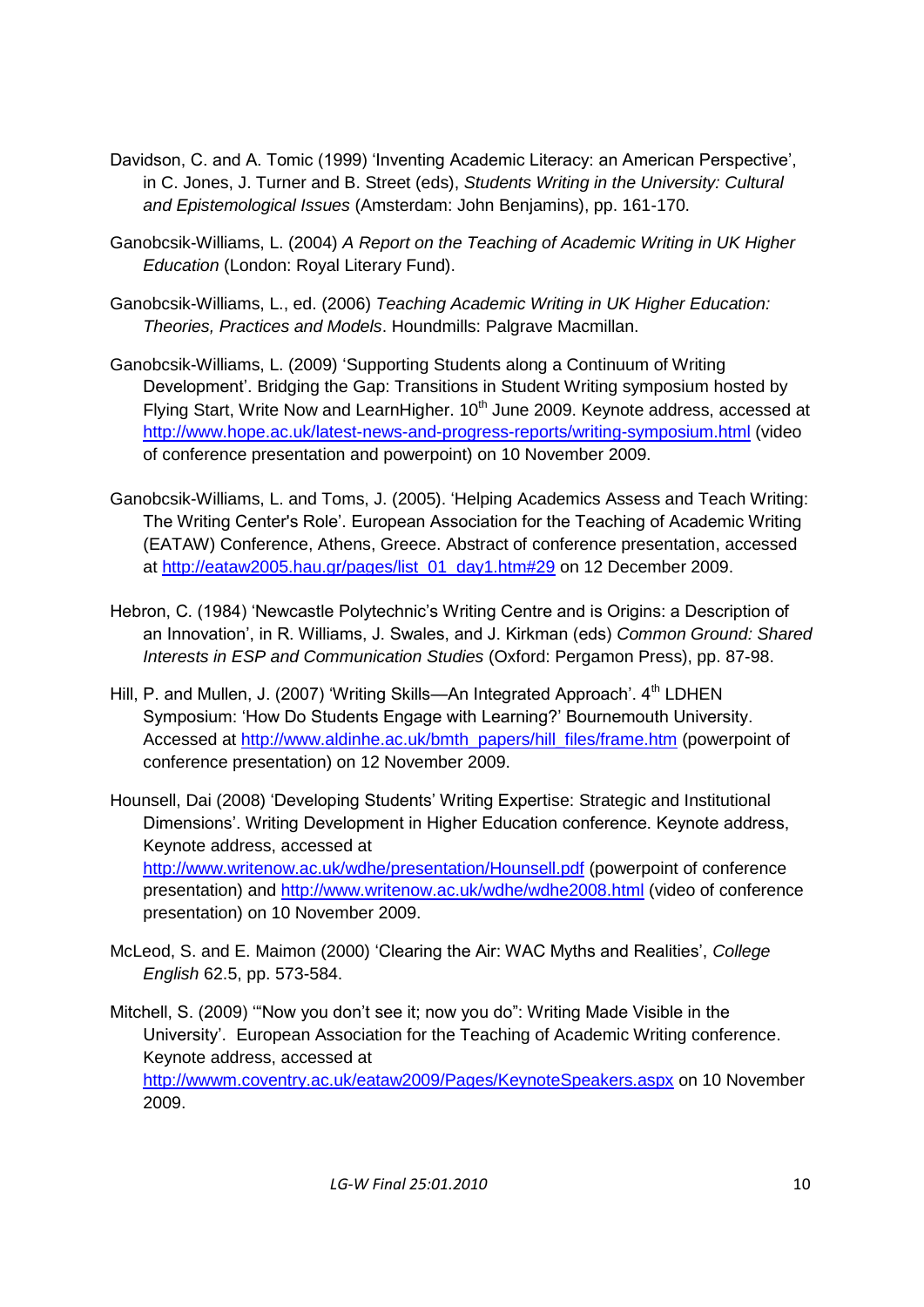Davidson, C. and A. Tomic (1999) 'Inventing Academic Literacy: an American Perspective', in C. Jones, J. Turner and B. Street (eds), *Students Writing in the University: Cultural and Epistemological Issues* (Amsterdam: John Benjamins), pp. 161-170.

Ganobcsik-Williams, L. (2004) *A Report on the Teaching of Academic Writing in UK Higher Education* (London: Royal Literary Fund).

Ganobcsik-Williams, L., ed. (2006) *Teaching Academic Writing in UK Higher Education: Theories, Practices and Models*. Houndmills: Palgrave Macmillan.

Ganobcsik-Williams, L. (2009) 'Supporting Students along a Continuum of Writing Development'. Bridging the Gap: Transitions in Student Writing symposium hosted by Flying Start, Write Now and LearnHigher. 10th June 2009. Keynote address, accessed at http://www.hope.ac.uk/latest-news-and-progress-reports/writing-symposium.html (video of conference presentation and powerpoint) on 10 November 2009.

Ganobcsik-Williams, L. and Toms, J. (2005). 'Helping Academics Assess and Teach Writing: The Writing Center's Role'. European Association for the Teaching of Academic Writing (EATAW) Conference, Athens, Greece. Abstract of conference presentation, accessed at http://eataw2005.hau.gr/pages/list_01_day1.htm#29 on 12 December 2009.

Hebron, C. (1984) 'Newcastle Polytechnic's Writing Centre and is Origins: a Description of an Innovation', in R. Williams, J. Swales, and J. Kirkman (eds) *Common Ground: Shared Interests in ESP and Communication Studies* (Oxford: Pergamon Press), pp. 87-98.

Hill, P. and Mullen, J. (2007) 'Writing Skills—An Integrated Approach'. 4th LDHEN Symposium: 'How Do Students Engage with Learning?' Bournemouth University. Accessed at http://www.aldinhe.ac.uk/bmth_papers/hill_files/frame.htm (powerpoint of conference presentation) on 12 November 2009.

Hounsell, Dai (2008) 'Developing Students' Writing Expertise: Strategic and Institutional Dimensions'. Writing Development in Higher Education conference. Keynote address, Keynote address, accessed at http://www.writenow.ac.uk/wdhe/presentation/Hounsell.pdf (powerpoint of conference presentation) and http://www.writenow.ac.uk/wdhe/wdhe2008.html (video of conference presentation) on 10 November 2009.

McLeod, S. and E. Maimon (2000) 'Clearing the Air: WAC Myths and Realities', *College English* 62.5, pp. 573-584.

Mitchell, S. (2009) '"Now you don't see it; now you do": Writing Made Visible in the University'. European Association for the Teaching of Academic Writing conference. Keynote address, accessed at http://wwwm.coventry.ac.uk/eataw2009/Pages/KeynoteSpeakers.aspx on 10 November 2009.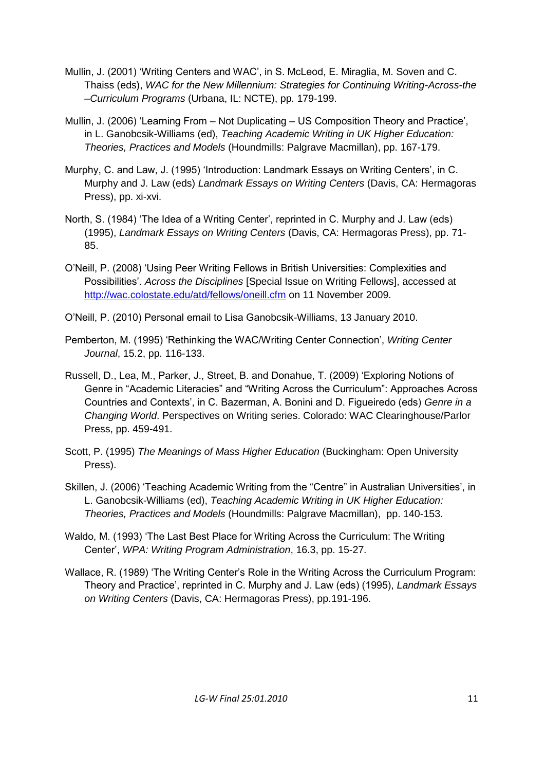Mullin, J. (2001) 'Writing Centers and WAC', in S. McLeod, E. Miraglia, M. Soven and C. Thaiss (eds), *WAC for the New Millennium: Strategies for Continuing Writing-Across-the –Curriculum Programs* (Urbana, IL: NCTE), pp. 179-199.

Mullin, J. (2006) 'Learning From – Not Duplicating – US Composition Theory and Practice', in L. Ganobcsik-Williams (ed), *Teaching Academic Writing in UK Higher Education: Theories, Practices and Models* (Houndmills: Palgrave Macmillan), pp. 167-179.

Murphy, C. and Law, J. (1995) 'Introduction: Landmark Essays on Writing Centers', in C. Murphy and J. Law (eds) *Landmark Essays on Writing Centers* (Davis, CA: Hermagoras Press), pp. xi-xvi.

North, S. (1984) 'The Idea of a Writing Center', reprinted in C. Murphy and J. Law (eds) (1995), *Landmark Essays on Writing Centers* (Davis, CA: Hermagoras Press), pp. 71-85.

O'Neill, P. (2008) 'Using Peer Writing Fellows in British Universities: Complexities and Possibilities'. *Across the Disciplines* [Special Issue on Writing Fellows], accessed at http://wac.colostate.edu/atd/fellows/oneill.cfm on 11 November 2009.

O'Neill, P. (2010) Personal email to Lisa Ganobcsik-Williams, 13 January 2010.

Pemberton, M. (1995) 'Rethinking the WAC/Writing Center Connection', *Writing Center Journal*, 15.2, pp. 116-133.

Russell, D., Lea, M., Parker, J., Street, B. and Donahue, T. (2009) 'Exploring Notions of Genre in "Academic Literacies" and "Writing Across the Curriculum": Approaches Across Countries and Contexts', in C. Bazerman, A. Bonini and D. Figueiredo (eds) *Genre in a Changing World*. Perspectives on Writing series. Colorado: WAC Clearinghouse/Parlor Press, pp. 459-491.

Scott, P. (1995) *The Meanings of Mass Higher Education* (Buckingham: Open University Press).

Skillen, J. (2006) 'Teaching Academic Writing from the "Centre" in Australian Universities', in L. Ganobcsik-Williams (ed), *Teaching Academic Writing in UK Higher Education: Theories, Practices and Models* (Houndmills: Palgrave Macmillan), pp. 140-153.

Waldo, M. (1993) 'The Last Best Place for Writing Across the Curriculum: The Writing Center', *WPA: Writing Program Administration*, 16.3, pp. 15-27.

Wallace, R. (1989) 'The Writing Center's Role in the Writing Across the Curriculum Program: Theory and Practice', reprinted in C. Murphy and J. Law (eds) (1995), *Landmark Essays on Writing Centers* (Davis, CA: Hermagoras Press), pp.191-196.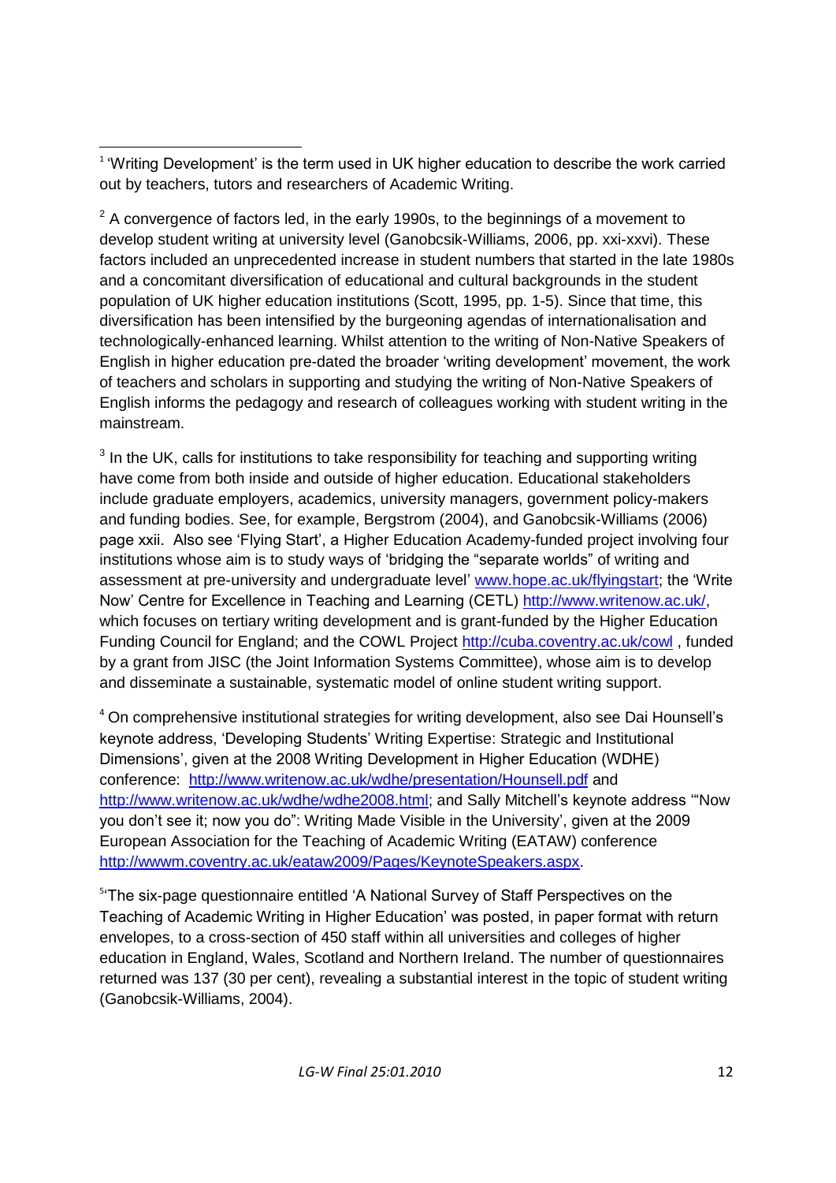[1] 'Writing Development' is the term used in UK higher education to describe the work carried out by teachers, tutors and researchers of Academic Writing.

[2] A convergence of factors led, in the early 1990s, to the beginnings of a movement to develop student writing at university level (Ganobcsik-Williams, 2006, pp. xxi-xxvi). These factors included an unprecedented increase in student numbers that started in the late 1980s and a concomitant diversification of educational and cultural backgrounds in the student population of UK higher education institutions (Scott, 1995, pp. 1-5). Since that time, this diversification has been intensified by the burgeoning agendas of internationalisation and technologically-enhanced learning. Whilst attention to the writing of Non-Native Speakers of English in higher education pre-dated the broader 'writing development' movement, the work of teachers and scholars in supporting and studying the writing of Non-Native Speakers of English informs the pedagogy and research of colleagues working with student writing in the mainstream.

[3] In the UK, calls for institutions to take responsibility for teaching and supporting writing have come from both inside and outside of higher education. Educational stakeholders include graduate employers, academics, university managers, government policy-makers and funding bodies. See, for example, Bergstrom (2004), and Ganobcsik-Williams (2006) page xxii. Also see 'Flying Start', a Higher Education Academy-funded project involving four institutions whose aim is to study ways of 'bridging the "separate worlds" of writing and assessment at pre-university and undergraduate level' www.hope.ac.uk/flyingstart; the 'Write Now' Centre for Excellence in Teaching and Learning (CETL) http://www.writenow.ac.uk/, which focuses on tertiary writing development and is grant-funded by the Higher Education Funding Council for England; and the COWL Project http://cuba.coventry.ac.uk/cowl , funded by a grant from JISC (the Joint Information Systems Committee), whose aim is to develop and disseminate a sustainable, systematic model of online student writing support.

[4] On comprehensive institutional strategies for writing development, also see Dai Hounsell's keynote address, 'Developing Students' Writing Expertise: Strategic and Institutional Dimensions', given at the 2008 Writing Development in Higher Education (WDHE) conference: http://www.writenow.ac.uk/wdhe/presentation/Hounsell.pdf and http://www.writenow.ac.uk/wdhe/wdhe2008.html; and Sally Mitchell's keynote address '"Now you don't see it; now you do": Writing Made Visible in the University', given at the 2009 European Association for the Teaching of Academic Writing (EATAW) conference http://wwwm.coventry.ac.uk/eataw2009/Pages/KeynoteSpeakers.aspx.

[5] 'The six-page questionnaire entitled 'A National Survey of Staff Perspectives on the Teaching of Academic Writing in Higher Education' was posted, in paper format with return envelopes, to a cross-section of 450 staff within all universities and colleges of higher education in England, Wales, Scotland and Northern Ireland. The number of questionnaires returned was 137 (30 per cent), revealing a substantial interest in the topic of student writing (Ganobcsik-Williams, 2004).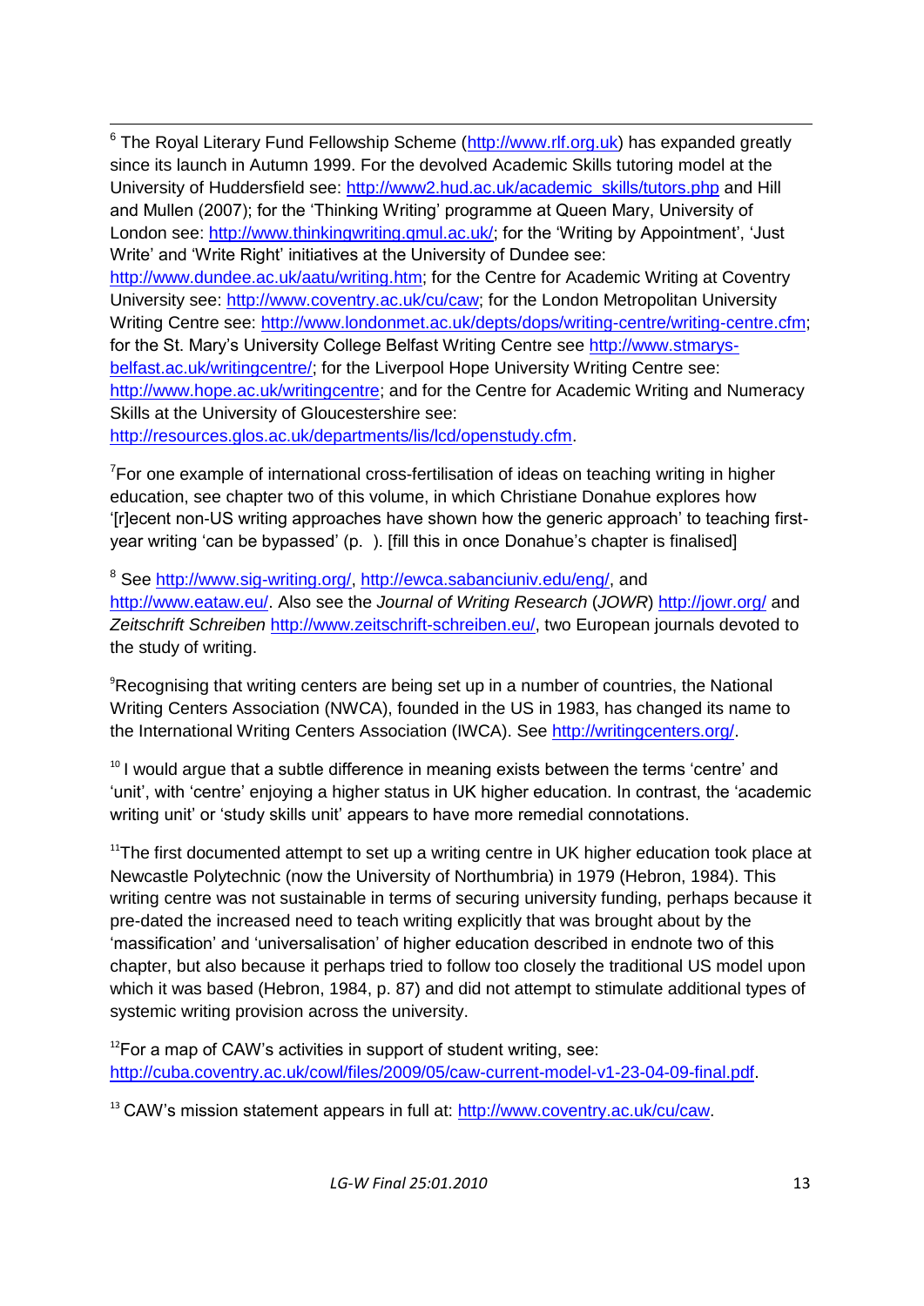[6] The Royal Literary Fund Fellowship Scheme (http://www.rlf.org.uk) has expanded greatly since its launch in Autumn 1999. For the devolved Academic Skills tutoring model at the University of Huddersfield see: http://www2.hud.ac.uk/academic_skills/tutors.php and Hill and Mullen (2007); for the 'Thinking Writing' programme at Queen Mary, University of London see: http://www.thinkingwriting.qmul.ac.uk/; for the 'Writing by Appointment', 'Just Write' and 'Write Right' initiatives at the University of Dundee see: http://www.dundee.ac.uk/aatu/writing.htm; for the Centre for Academic Writing at Coventry University see: http://www.coventry.ac.uk/cu/caw; for the London Metropolitan University Writing Centre see: http://www.londonmet.ac.uk/depts/dops/writing-centre/writing-centre.cfm; for the St. Mary's University College Belfast Writing Centre see http://www.stmarys-belfast.ac.uk/writingcentre/; for the Liverpool Hope University Writing Centre see: http://www.hope.ac.uk/writingcentre; and for the Centre for Academic Writing and Numeracy Skills at the University of Gloucestershire see: http://resources.glos.ac.uk/departments/lis/lcd/openstudy.cfm.

[7]For one example of international cross-fertilisation of ideas on teaching writing in higher education, see chapter two of this volume, in which Christiane Donahue explores how '[r]ecent non-US writing approaches have shown how the generic approach' to teaching first-year writing 'can be bypassed' (p. ). [fill this in once Donahue's chapter is finalised]

[8] See http://www.sig-writing.org/, http://ewca.sabanciuniv.edu/eng/, and http://www.eataw.eu/. Also see the *Journal of Writing Research* (*JOWR*) http://jowr.org/ and *Zeitschrift Schreiben* http://www.zeitschrift-schreiben.eu/, two European journals devoted to the study of writing.

[9]Recognising that writing centers are being set up in a number of countries, the National Writing Centers Association (NWCA), founded in the US in 1983, has changed its name to the International Writing Centers Association (IWCA). See http://writingcenters.org/.

[10] I would argue that a subtle difference in meaning exists between the terms 'centre' and 'unit', with 'centre' enjoying a higher status in UK higher education. In contrast, the 'academic writing unit' or 'study skills unit' appears to have more remedial connotations.

[11]The first documented attempt to set up a writing centre in UK higher education took place at Newcastle Polytechnic (now the University of Northumbria) in 1979 (Hebron, 1984). This writing centre was not sustainable in terms of securing university funding, perhaps because it pre-dated the increased need to teach writing explicitly that was brought about by the 'massification' and 'universalisation' of higher education described in endnote two of this chapter, but also because it perhaps tried to follow too closely the traditional US model upon which it was based (Hebron, 1984, p. 87) and did not attempt to stimulate additional types of systemic writing provision across the university.

[12]For a map of CAW's activities in support of student writing, see: http://cuba.coventry.ac.uk/cowl/files/2009/05/caw-current-model-v1-23-04-09-final.pdf.

[13] CAW's mission statement appears in full at: http://www.coventry.ac.uk/cu/caw.

*LG-W Final 25:01.2010*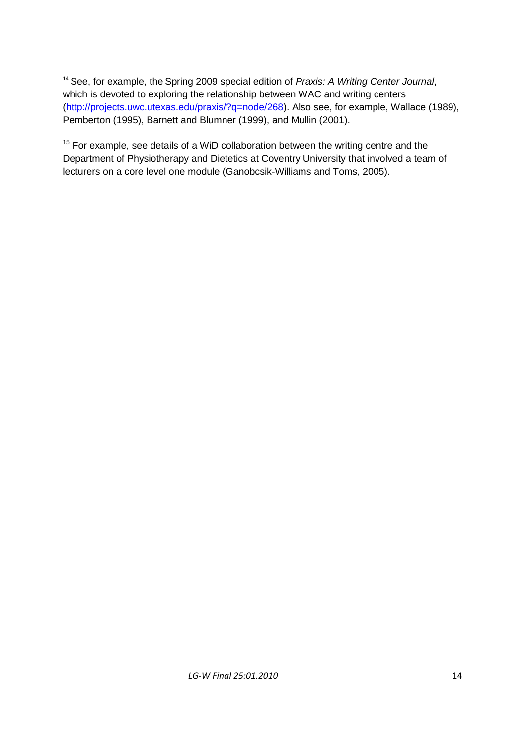[14] See, for example, the Spring 2009 special edition of *Praxis: A Writing Center Journal*, which is devoted to exploring the relationship between WAC and writing centers (http://projects.uwc.utexas.edu/praxis/?q=node/268). Also see, for example, Wallace (1989), Pemberton (1995), Barnett and Blumner (1999), and Mullin (2001).

[15] For example, see details of a WiD collaboration between the writing centre and the Department of Physiotherapy and Dietetics at Coventry University that involved a team of lecturers on a core level one module (Ganobcsik-Williams and Toms, 2005).